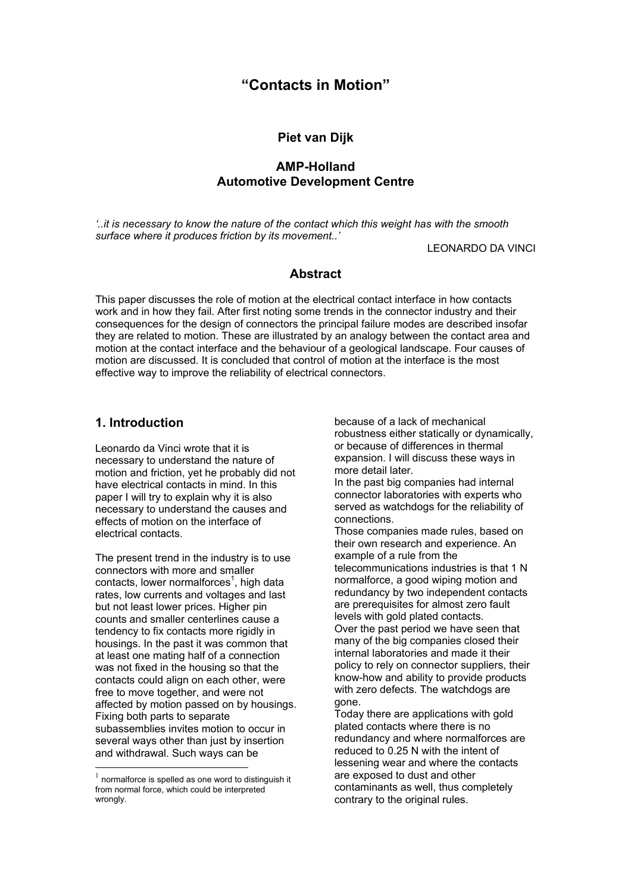# "Contacts in Motion"

**Piet van Dijk**

**AMP-Holland**
**Automotive Development Centre**

*'..it is necessary to know the nature of the contact which this weight has with the smooth surface where it produces friction by its movement..'*

LEONARDO DA VINCI

## Abstract

This paper discusses the role of motion at the electrical contact interface in how contacts work and in how they fail. After first noting some trends in the connector industry and their consequences for the design of connectors the principal failure modes are described insofar they are related to motion. These are illustrated by an analogy between the contact area and motion at the contact interface and the behaviour of a geological landscape. Four causes of motion are discussed. It is concluded that control of motion at the interface is the most effective way to improve the reliability of electrical connectors.

## 1. Introduction

Leonardo da Vinci wrote that it is necessary to understand the nature of motion and friction, yet he probably did not have electrical contacts in mind. In this paper I will try to explain why it is also necessary to understand the causes and effects of motion on the interface of electrical contacts.

The present trend in the industry is to use connectors with more and smaller contacts, lower normalforces[1], high data rates, low currents and voltages and last but not least lower prices. Higher pin counts and smaller centerlines cause a tendency to fix contacts more rigidly in housings. In the past it was common that at least one mating half of a connection was not fixed in the housing so that the contacts could align on each other, were free to move together, and were not affected by motion passed on by housings. Fixing both parts to separate subassemblies invites motion to occur in several ways other than just by insertion and withdrawal. Such ways can be because of a lack of mechanical robustness either statically or dynamically, or because of differences in thermal expansion. I will discuss these ways in more detail later.

In the past big companies had internal connector laboratories with experts who served as watchdogs for the reliability of connections.

Those companies made rules, based on their own research and experience. An example of a rule from the telecommunications industries is that 1 N normalforce, a good wiping motion and redundancy by two independent contacts are prerequisites for almost zero fault levels with gold plated contacts.

Over the past period we have seen that many of the big companies closed their internal laboratories and made it their policy to rely on connector suppliers, their know-how and ability to provide products with zero defects. The watchdogs are gone.

Today there are applications with gold plated contacts where there is no redundancy and where normalforces are reduced to 0.25 N with the intent of lessening wear and where the contacts are exposed to dust and other contaminants as well, thus completely contrary to the original rules.

[1] normalforce is spelled as one word to distinguish it from normal force, which could be interpreted wrongly.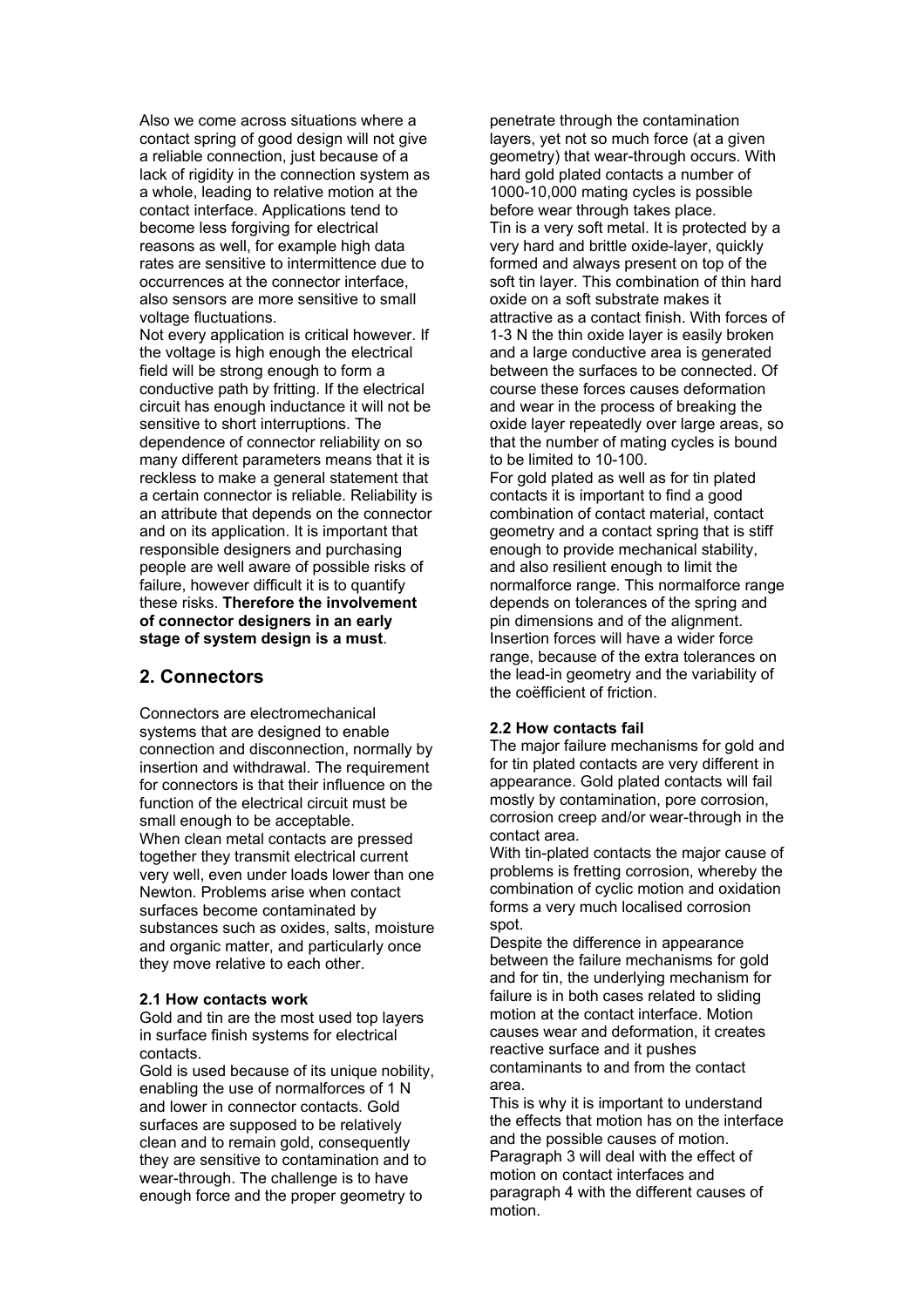Also we come across situations where a contact spring of good design will not give a reliable connection, just because of a lack of rigidity in the connection system as a whole, leading to relative motion at the contact interface. Applications tend to become less forgiving for electrical reasons as well, for example high data rates are sensitive to intermittence due to occurrences at the connector interface, also sensors are more sensitive to small voltage fluctuations.

Not every application is critical however. If the voltage is high enough the electrical field will be strong enough to form a conductive path by fritting. If the electrical circuit has enough inductance it will not be sensitive to short interruptions. The dependence of connector reliability on so many different parameters means that it is reckless to make a general statement that a certain connector is reliable. Reliability is an attribute that depends on the connector and on its application. It is important that responsible designers and purchasing people are well aware of possible risks of failure, however difficult it is to quantify these risks. **Therefore the involvement of connector designers in an early stage of system design is a must**.

## 2. Connectors

Connectors are electromechanical systems that are designed to enable connection and disconnection, normally by insertion and withdrawal. The requirement for connectors is that their influence on the function of the electrical circuit must be small enough to be acceptable.

When clean metal contacts are pressed together they transmit electrical current very well, even under loads lower than one Newton. Problems arise when contact surfaces become contaminated by substances such as oxides, salts, moisture and organic matter, and particularly once they move relative to each other.

### 2.1 How contacts work

Gold and tin are the most used top layers in surface finish systems for electrical contacts.

Gold is used because of its unique nobility, enabling the use of normalforces of 1 N and lower in connector contacts. Gold surfaces are supposed to be relatively clean and to remain gold, consequently they are sensitive to contamination and to wear-through. The challenge is to have enough force and the proper geometry to penetrate through the contamination layers, yet not so much force (at a given geometry) that wear-through occurs. With hard gold plated contacts a number of 1000-10,000 mating cycles is possible before wear through takes place.

Tin is a very soft metal. It is protected by a very hard and brittle oxide-layer, quickly formed and always present on top of the soft tin layer. This combination of thin hard oxide on a soft substrate makes it attractive as a contact finish. With forces of 1-3 N the thin oxide layer is easily broken and a large conductive area is generated between the surfaces to be connected. Of course these forces causes deformation and wear in the process of breaking the oxide layer repeatedly over large areas, so that the number of mating cycles is bound to be limited to 10-100.

For gold plated as well as for tin plated contacts it is important to find a good combination of contact material, contact geometry and a contact spring that is stiff enough to provide mechanical stability, and also resilient enough to limit the normalforce range. This normalforce range depends on tolerances of the spring and pin dimensions and of the alignment. Insertion forces will have a wider force range, because of the extra tolerances on the lead-in geometry and the variability of the coëfficient of friction.

### 2.2 How contacts fail

The major failure mechanisms for gold and for tin plated contacts are very different in appearance. Gold plated contacts will fail mostly by contamination, pore corrosion, corrosion creep and/or wear-through in the contact area.

With tin-plated contacts the major cause of problems is fretting corrosion, whereby the combination of cyclic motion and oxidation forms a very much localised corrosion spot.

Despite the difference in appearance between the failure mechanisms for gold and for tin, the underlying mechanism for failure is in both cases related to sliding motion at the contact interface. Motion causes wear and deformation, it creates reactive surface and it pushes contaminants to and from the contact area.

This is why it is important to understand the effects that motion has on the interface and the possible causes of motion. Paragraph 3 will deal with the effect of motion on contact interfaces and paragraph 4 with the different causes of motion.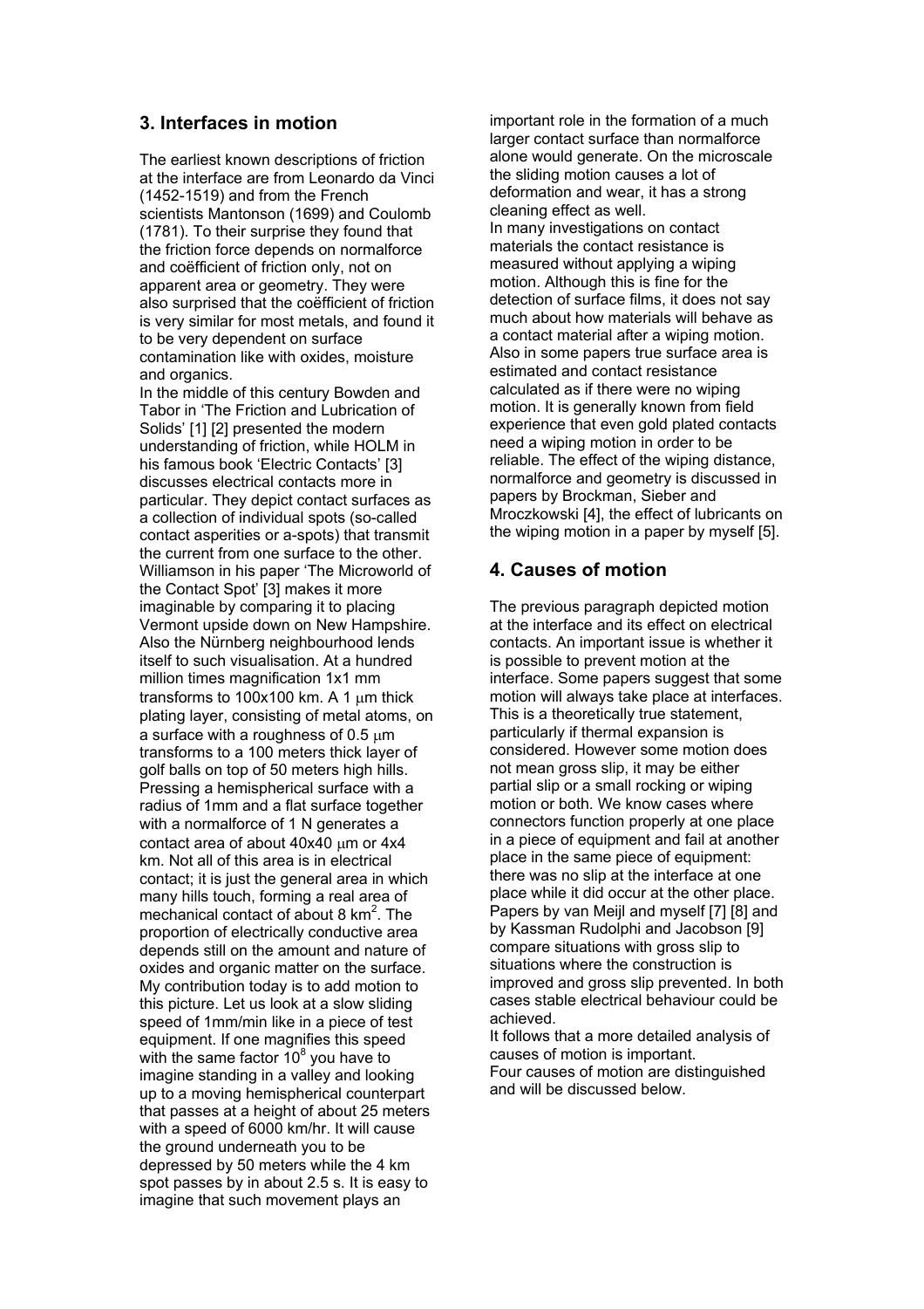## 3. Interfaces in motion

The earliest known descriptions of friction at the interface are from Leonardo da Vinci (1452-1519) and from the French scientists Mantonson (1699) and Coulomb (1781). To their surprise they found that the friction force depends on normalforce and coëfficient of friction only, not on apparent area or geometry. They were also surprised that the coëfficient of friction is very similar for most metals, and found it to be very dependent on surface contamination like with oxides, moisture and organics.

In the middle of this century Bowden and Tabor in 'The Friction and Lubrication of Solids' [1] [2] presented the modern understanding of friction, while HOLM in his famous book 'Electric Contacts' [3] discusses electrical contacts more in particular. They depict contact surfaces as a collection of individual spots (so-called contact asperities or a-spots) that transmit the current from one surface to the other. Williamson in his paper 'The Microworld of the Contact Spot' [3] makes it more imaginable by comparing it to placing Vermont upside down on New Hampshire. Also the Nürnberg neighbourhood lends itself to such visualisation. At a hundred million times magnification 1x1 mm transforms to 100x100 km. A 1 μm thick plating layer, consisting of metal atoms, on a surface with a roughness of 0.5 μm transforms to a 100 meters thick layer of golf balls on top of 50 meters high hills. Pressing a hemispherical surface with a radius of 1mm and a flat surface together with a normalforce of 1 N generates a contact area of about 40x40 μm or 4x4 km. Not all of this area is in electrical contact; it is just the general area in which many hills touch, forming a real area of mechanical contact of about 8 $km^2$. The proportion of electrically conductive area depends still on the amount and nature of oxides and organic matter on the surface. My contribution today is to add motion to this picture. Let us look at a slow sliding speed of 1mm/min like in a piece of test equipment. If one magnifies this speed with the same factor $10^8$ you have to imagine standing in a valley and looking up to a moving hemispherical counterpart that passes at a height of about 25 meters with a speed of 6000 km/hr. It will cause the ground underneath you to be depressed by 50 meters while the 4 km spot passes by in about 2.5 s. It is easy to imagine that such movement plays an important role in the formation of a much larger contact surface than normalforce alone would generate. On the microscale the sliding motion causes a lot of deformation and wear, it has a strong cleaning effect as well.

In many investigations on contact materials the contact resistance is measured without applying a wiping motion. Although this is fine for the detection of surface films, it does not say much about how materials will behave as a contact material after a wiping motion. Also in some papers true surface area is estimated and contact resistance calculated as if there were no wiping motion. It is generally known from field experience that even gold plated contacts need a wiping motion in order to be reliable. The effect of the wiping distance, normalforce and geometry is discussed in papers by Brockman, Sieber and Mroczkowski [4], the effect of lubricants on the wiping motion in a paper by myself [5].

## 4. Causes of motion

The previous paragraph depicted motion at the interface and its effect on electrical contacts. An important issue is whether it is possible to prevent motion at the interface. Some papers suggest that some motion will always take place at interfaces. This is a theoretically true statement, particularly if thermal expansion is considered. However some motion does not mean gross slip, it may be either partial slip or a small rocking or wiping motion or both. We know cases where connectors function properly at one place in a piece of equipment and fail at another place in the same piece of equipment: there was no slip at the interface at one place while it did occur at the other place. Papers by van Meijl and myself [7] [8] and by Kassman Rudolphi and Jacobson [9] compare situations with gross slip to situations where the construction is improved and gross slip prevented. In both cases stable electrical behaviour could be achieved.

It follows that a more detailed analysis of causes of motion is important.

Four causes of motion are distinguished and will be discussed below.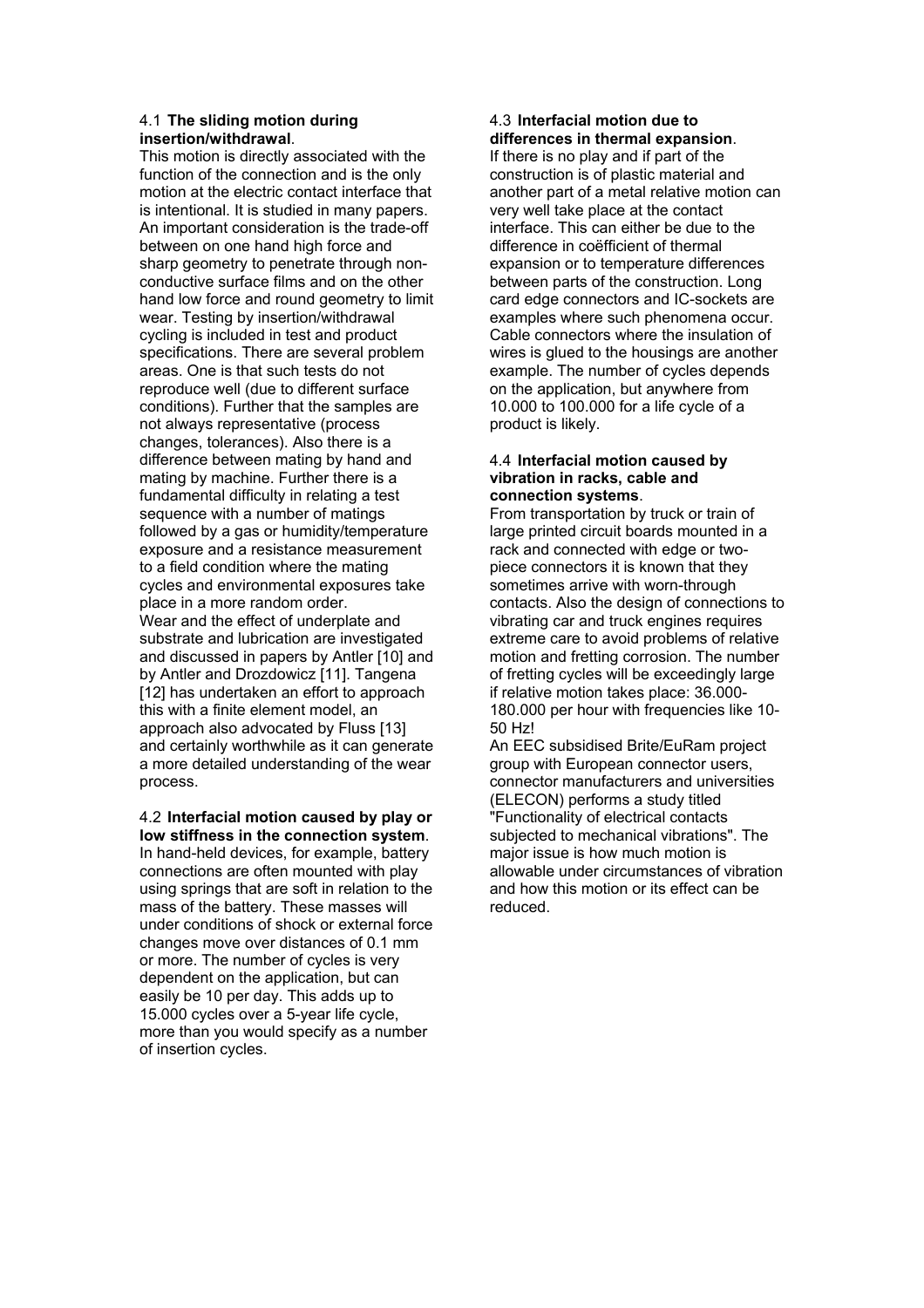### 4.1 **The sliding motion during insertion/withdrawal**.

This motion is directly associated with the function of the connection and is the only motion at the electric contact interface that is intentional. It is studied in many papers. An important consideration is the trade-off between on one hand high force and sharp geometry to penetrate through non-conductive surface films and on the other hand low force and round geometry to limit wear. Testing by insertion/withdrawal cycling is included in test and product specifications. There are several problem areas. One is that such tests do not reproduce well (due to different surface conditions). Further that the samples are not always representative (process changes, tolerances). Also there is a difference between mating by hand and mating by machine. Further there is a fundamental difficulty in relating a test sequence with a number of matings followed by a gas or humidity/temperature exposure and a resistance measurement to a field condition where the mating cycles and environmental exposures take place in a more random order.
Wear and the effect of underplate and substrate and lubrication are investigated and discussed in papers by Antler [10] and by Antler and Drozdowicz [11]. Tangena [12] has undertaken an effort to approach this with a finite element model, an approach also advocated by Fluss [13] and certainly worthwhile as it can generate a more detailed understanding of the wear process.

### 4.2 **Interfacial motion caused by play or low stiffness in the connection system**.

In hand-held devices, for example, battery connections are often mounted with play using springs that are soft in relation to the mass of the battery. These masses will under conditions of shock or external force changes move over distances of 0.1 mm or more. The number of cycles is very dependent on the application, but can easily be 10 per day. This adds up to 15.000 cycles over a 5-year life cycle, more than you would specify as a number of insertion cycles.

### 4.3 **Interfacial motion due to differences in thermal expansion**.

If there is no play and if part of the construction is of plastic material and another part of a metal relative motion can very well take place at the contact interface. This can either be due to the difference in coëfficient of thermal expansion or to temperature differences between parts of the construction. Long card edge connectors and IC-sockets are examples where such phenomena occur. Cable connectors where the insulation of wires is glued to the housings are another example. The number of cycles depends on the application, but anywhere from 10.000 to 100.000 for a life cycle of a product is likely.

### 4.4 **Interfacial motion caused by vibration in racks, cable and connection systems**.

From transportation by truck or train of large printed circuit boards mounted in a rack and connected with edge or two-piece connectors it is known that they sometimes arrive with worn-through contacts. Also the design of connections to vibrating car and truck engines requires extreme care to avoid problems of relative motion and fretting corrosion. The number of fretting cycles will be exceedingly large if relative motion takes place: 36.000-180.000 per hour with frequencies like 10-50 Hz!
An EEC subsidised Brite/EuRam project group with European connector users, connector manufacturers and universities (ELECON) performs a study titled "Functionality of electrical contacts subjected to mechanical vibrations". The major issue is how much motion is allowable under circumstances of vibration and how this motion or its effect can be reduced.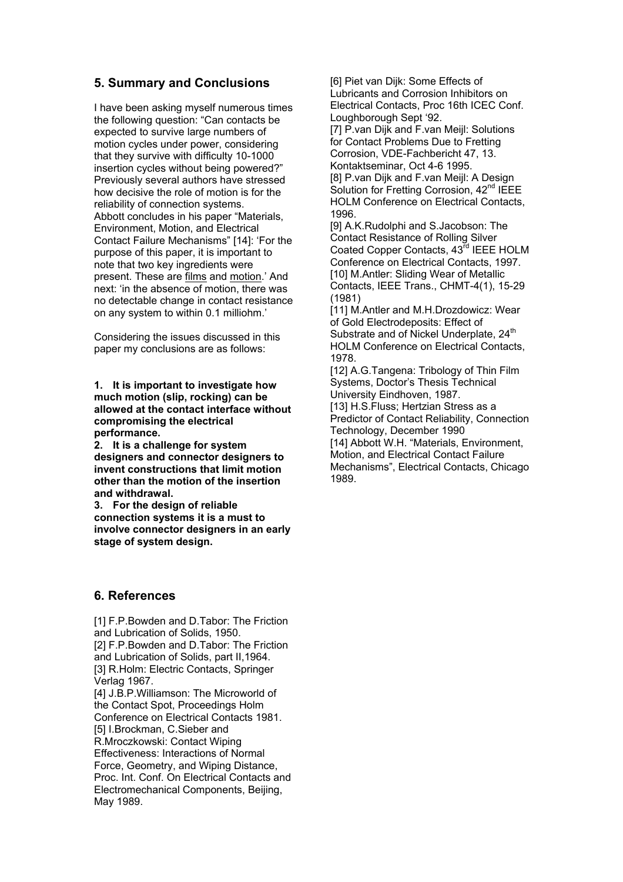## 5. Summary and Conclusions

I have been asking myself numerous times the following question: "Can contacts be expected to survive large numbers of motion cycles under power, considering that they survive with difficulty 10-1000 insertion cycles without being powered?" Previously several authors have stressed how decisive the role of motion is for the reliability of connection systems. Abbott concludes in his paper "Materials, Environment, Motion, and Electrical Contact Failure Mechanisms" [14]: 'For the purpose of this paper, it is important to note that two key ingredients were present. These are films and motion.' And next: 'in the absence of motion, there was no detectable change in contact resistance on any system to within 0.1 milliohm.'

Considering the issues discussed in this paper my conclusions are as follows:

1. **It is important to investigate how much motion (slip, rocking) can be allowed at the contact interface without compromising the electrical performance.**
2. **It is a challenge for system designers and connector designers to invent constructions that limit motion other than the motion of the insertion and withdrawal.**
3. **For the design of reliable connection systems it is a must to involve connector designers in an early stage of system design.**

## 6. References

[1] F.P.Bowden and D.Tabor: The Friction and Lubrication of Solids, 1950.
[2] F.P.Bowden and D.Tabor: The Friction and Lubrication of Solids, part II,1964.
[3] R.Holm: Electric Contacts, Springer Verlag 1967.
[4] J.B.P.Williamson: The Microworld of the Contact Spot, Proceedings Holm Conference on Electrical Contacts 1981.
[5] I.Brockman, C.Sieber and R.Mroczkowski: Contact Wiping Effectiveness: Interactions of Normal Force, Geometry, and Wiping Distance, Proc. Int. Conf. On Electrical Contacts and Electromechanical Components, Beijing, May 1989.
[6] Piet van Dijk: Some Effects of Lubricants and Corrosion Inhibitors on Electrical Contacts, Proc 16th ICEC Conf. Loughborough Sept '92.
[7] P.van Dijk and F.van Meijl: Solutions for Contact Problems Due to Fretting Corrosion, VDE-Fachbericht 47, 13. Kontaktseminar, Oct 4-6 1995.
[8] P.van Dijk and F.van Meijl: A Design Solution for Fretting Corrosion, 42nd IEEE HOLM Conference on Electrical Contacts, 1996.
[9] A.K.Rudolphi and S.Jacobson: The Contact Resistance of Rolling Silver Coated Copper Contacts, 43rd IEEE HOLM Conference on Electrical Contacts, 1997.
[10] M.Antler: Sliding Wear of Metallic Contacts, IEEE Trans., CHMT-4(1), 15-29 (1981)
[11] M.Antler and M.H.Drozdowicz: Wear of Gold Electrodeposits: Effect of Substrate and of Nickel Underplate, 24th HOLM Conference on Electrical Contacts, 1978.
[12] A.G.Tangena: Tribology of Thin Film Systems, Doctor's Thesis Technical University Eindhoven, 1987.
[13] H.S.Fluss; Hertzian Stress as a Predictor of Contact Reliability, Connection Technology, December 1990
[14] Abbott W.H. "Materials, Environment, Motion, and Electrical Contact Failure Mechanisms", Electrical Contacts, Chicago 1989.